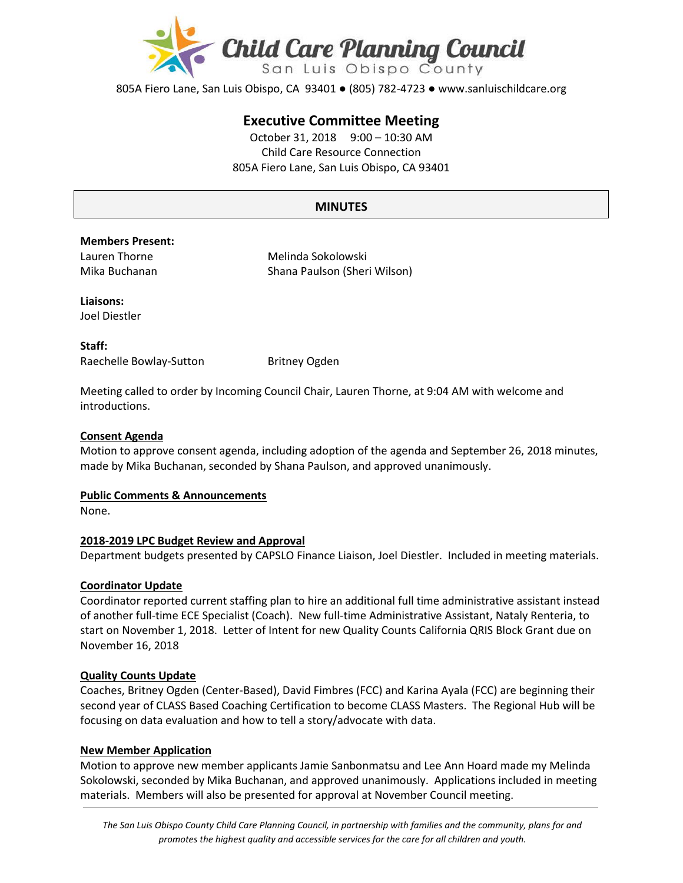# Child Care Planning Council

San Luis Obispo County

805A Fiero Lane, San Luis Obispo, CA 93401 ● (805) 782-4723 ● www.sanluischildcare.org

## Executive Committee Meeting

October 31, 2018 9:00 – 10:30 AM
Child Care Resource Connection
805A Fiero Lane, San Luis Obispo, CA 93401

### MINUTES

**Members Present:**

Lauren Thorne
Mika Buchanan
Melinda Sokolowski
Shana Paulson (Sheri Wilson)

**Liaisons:**

Joel Diestler

**Staff:**

Raechelle Bowlay-Sutton
Britney Ogden

Meeting called to order by Incoming Council Chair, Lauren Thorne, at 9:04 AM with welcome and introductions.

**Consent Agenda**

Motion to approve consent agenda, including adoption of the agenda and September 26, 2018 minutes, made by Mika Buchanan, seconded by Shana Paulson, and approved unanimously.

**Public Comments & Announcements**

None.

**2018-2019 LPC Budget Review and Approval**

Department budgets presented by CAPSLO Finance Liaison, Joel Diestler. Included in meeting materials.

**Coordinator Update**

Coordinator reported current staffing plan to hire an additional full time administrative assistant instead of another full-time ECE Specialist (Coach). New full-time Administrative Assistant, Nataly Renteria, to start on November 1, 2018. Letter of Intent for new Quality Counts California QRIS Block Grant due on November 16, 2018

**Quality Counts Update**

Coaches, Britney Ogden (Center-Based), David Fimbres (FCC) and Karina Ayala (FCC) are beginning their second year of CLASS Based Coaching Certification to become CLASS Masters. The Regional Hub will be focusing on data evaluation and how to tell a story/advocate with data.

**New Member Application**

Motion to approve new member applicants Jamie Sanbonmatsu and Lee Ann Hoard made my Melinda Sokolowski, seconded by Mika Buchanan, and approved unanimously. Applications included in meeting materials. Members will also be presented for approval at November Council meeting.

*The San Luis Obispo County Child Care Planning Council, in partnership with families and the community, plans for and promotes the highest quality and accessible services for the care for all children and youth.*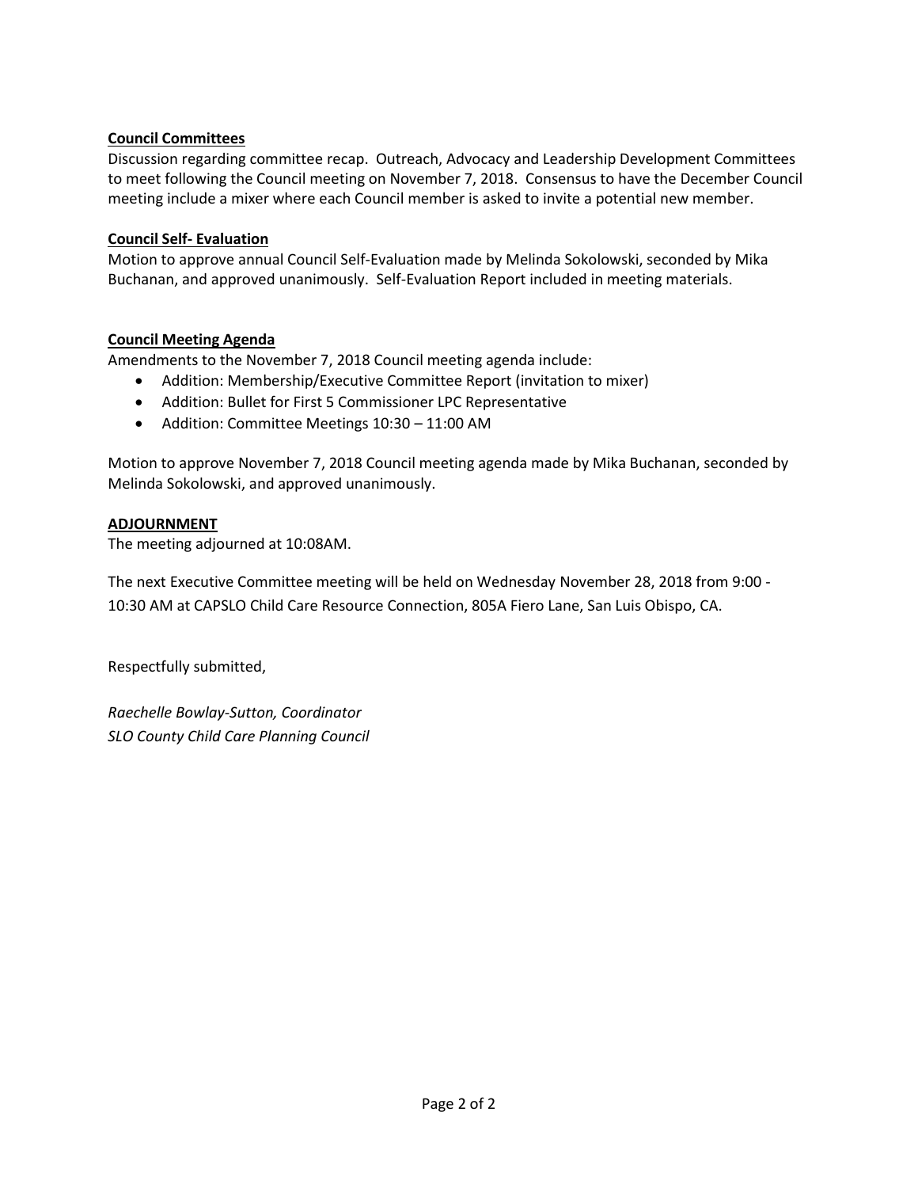**Council Committees**

Discussion regarding committee recap. Outreach, Advocacy and Leadership Development Committees to meet following the Council meeting on November 7, 2018. Consensus to have the December Council meeting include a mixer where each Council member is asked to invite a potential new member.

**Council Self- Evaluation**

Motion to approve annual Council Self-Evaluation made by Melinda Sokolowski, seconded by Mika Buchanan, and approved unanimously. Self-Evaluation Report included in meeting materials.

**Council Meeting Agenda**

Amendments to the November 7, 2018 Council meeting agenda include:

- Addition: Membership/Executive Committee Report (invitation to mixer)
- Addition: Bullet for First 5 Commissioner LPC Representative
- Addition: Committee Meetings 10:30 – 11:00 AM

Motion to approve November 7, 2018 Council meeting agenda made by Mika Buchanan, seconded by Melinda Sokolowski, and approved unanimously.

**ADJOURNMENT**

The meeting adjourned at 10:08AM.

The next Executive Committee meeting will be held on Wednesday November 28, 2018 from 9:00 - 10:30 AM at CAPSLO Child Care Resource Connection, 805A Fiero Lane, San Luis Obispo, CA.

Respectfully submitted,

*Raechelle Bowlay-Sutton, Coordinator*
*SLO County Child Care Planning Council*